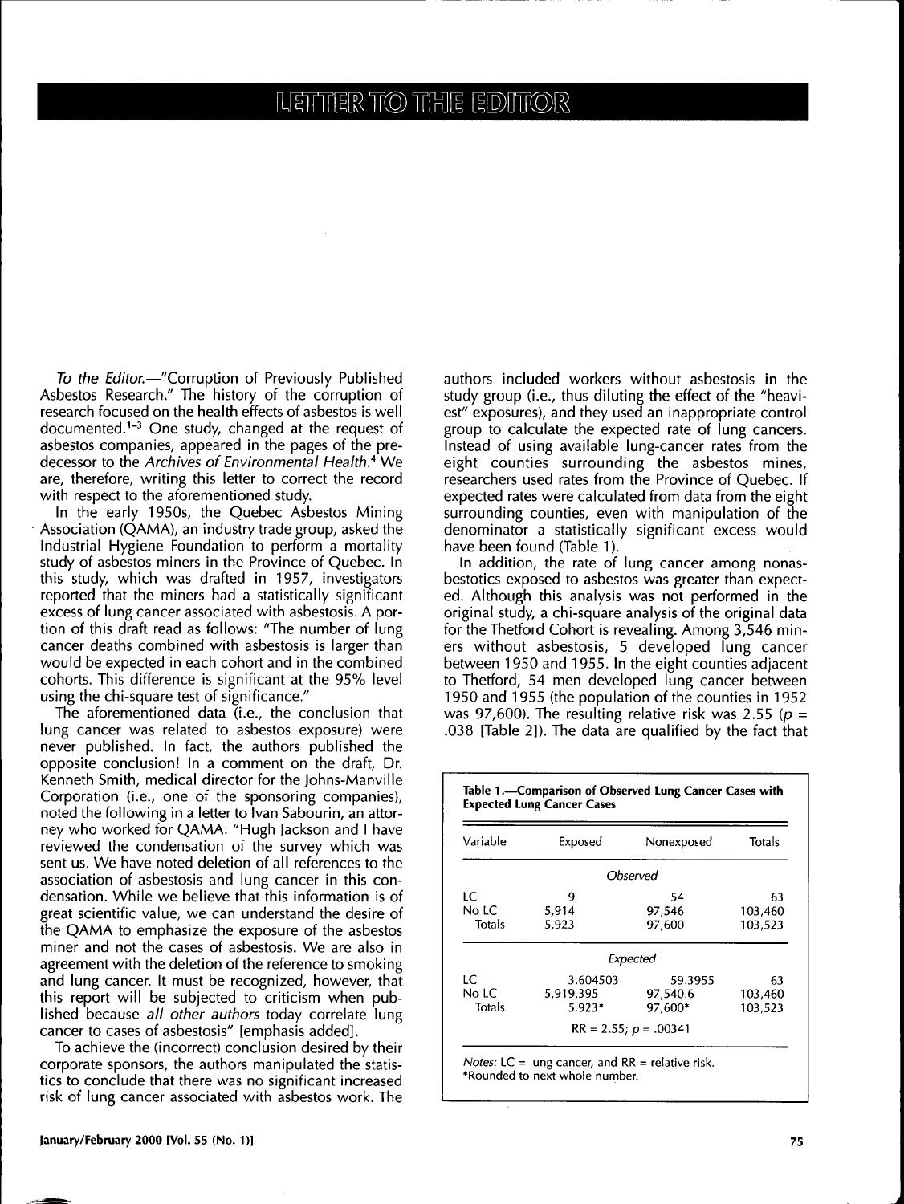# LETTER TO THE EDITOR

*To the Editor.*—"Corruption of Previously Published Asbestos Research." The history of the corruption of research focused on the health effects of asbestos is well documented.[1–3] One study, changed at the request of asbestos companies, appeared in the pages of the predecessor to the *Archives of Environmental Health*.[4] We are, therefore, writing this letter to correct the record with respect to the aforementioned study.

In the early 1950s, the Quebec Asbestos Mining Association (QAMA), an industry trade group, asked the Industrial Hygiene Foundation to perform a mortality study of asbestos miners in the Province of Quebec. In this study, which was drafted in 1957, investigators reported that the miners had a statistically significant excess of lung cancer associated with asbestosis. A portion of this draft read as follows: "The number of lung cancer deaths combined with asbestosis is larger than would be expected in each cohort and in the combined cohorts. This difference is significant at the 95% level using the chi-square test of significance."

The aforementioned data (i.e., the conclusion that lung cancer was related to asbestos exposure) were never published. In fact, the authors published the opposite conclusion! In a comment on the draft, Dr. Kenneth Smith, medical director for the Johns-Manville Corporation (i.e., one of the sponsoring companies), noted the following in a letter to Ivan Sabourin, an attorney who worked for QAMA: "Hugh Jackson and I have reviewed the condensation of the survey which was sent us. We have noted deletion of all references to the association of asbestosis and lung cancer in this condensation. While we believe that this information is of great scientific value, we can understand the desire of the QAMA to emphasize the exposure of the asbestos miner and not the cases of asbestosis. We are also in agreement with the deletion of the reference to smoking and lung cancer. It must be recognized, however, that this report will be subjected to criticism when published because *all other authors* today correlate lung cancer to cases of asbestosis" [emphasis added].

To achieve the (incorrect) conclusion desired by their corporate sponsors, the authors manipulated the statistics to conclude that there was no significant increased risk of lung cancer associated with asbestos work. The authors included workers without asbestosis in the study group (i.e., thus diluting the effect of the "heaviest" exposures), and they used an inappropriate control group to calculate the expected rate of lung cancers. Instead of using available lung-cancer rates from the eight counties surrounding the asbestos mines, researchers used rates from the Province of Quebec. If expected rates were calculated from data from the eight surrounding counties, even with manipulation of the denominator a statistically significant excess would have been found (Table 1).

In addition, the rate of lung cancer among nonasbestotics exposed to asbestos was greater than expected. Although this analysis was not performed in the original study, a chi-square analysis of the original data for the Thetford Cohort is revealing. Among 3,546 miners without asbestosis, 5 developed lung cancer between 1950 and 1955. In the eight counties adjacent to Thetford, 54 men developed lung cancer between 1950 and 1955 (the population of the counties in 1952 was 97,600). The resulting relative risk was 2.55 ($p = .038$ [Table 2]). The data are qualified by the fact that

**Table 1.—Comparison of Observed Lung Cancer Cases with Expected Lung Cancer Cases**

| Variable | Exposed | Nonexposed | Totals |
|---|---|---|---|
| | *Observed* | | |
| LC | 9 | 54 | 63 |
| No LC | 5,914 | 97,546 | 103,460 |
| Totals | 5,923 | 97,600 | 103,523 |
| | *Expected* | | |
| LC | 3.604503 | 59.3955 | 63 |
| No LC | 5,919.395 | 97,540.6 | 103,460 |
| Totals | 5.923* | 97,600* | 103,523 |
| | RR = 2.55; $p = .00341$ | | |

*Notes:* LC = lung cancer, and RR = relative risk.
*Rounded to next whole number.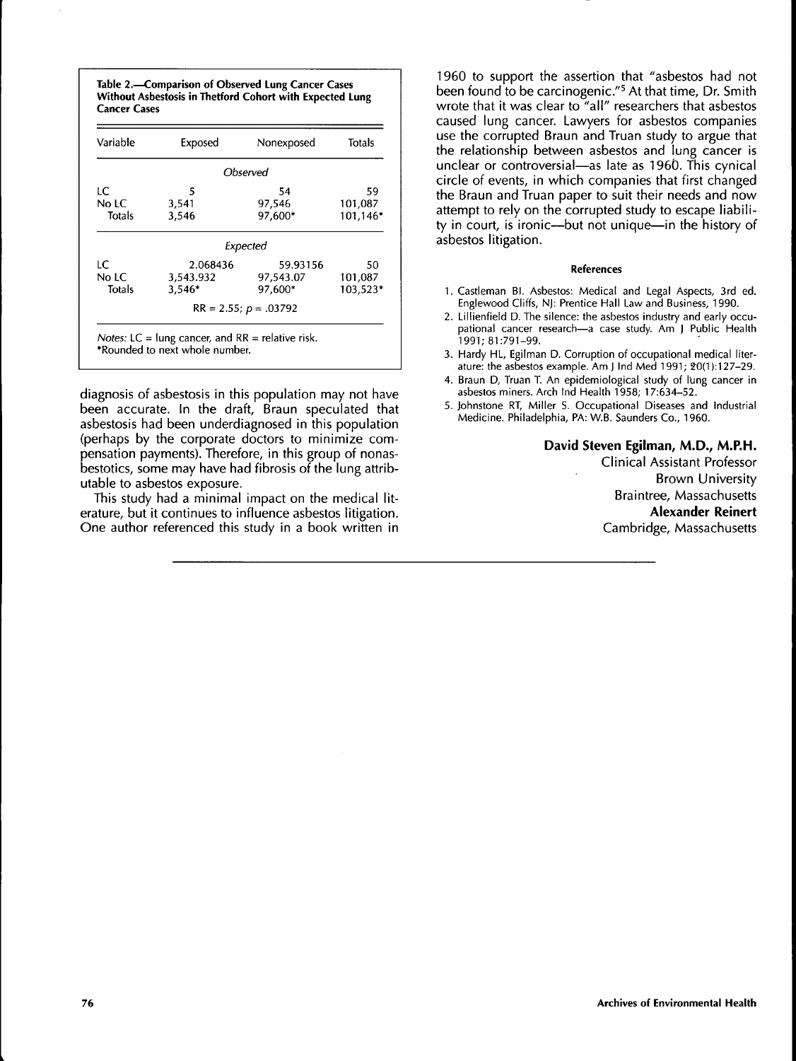**Table 2.—Comparison of Observed Lung Cancer Cases Without Asbestosis in Thetford Cohort with Expected Lung Cancer Cases**

| Variable | Exposed | Nonexposed | Totals |
|---|---|---|---|
| *Observed* | | | |
| LC | 5 | 54 | 59 |
| No LC | 3,541 | 97,546 | 101,087 |
| Totals | 3,546 | 97,600* | 101,146* |
| *Expected* | | | |
| LC | 2.068436 | 59.93156 | 50 |
| No LC | 3,543.932 | 97,543.07 | 101,087 |
| Totals | 3,546* | 97,600* | 103,523* |
| | RR = 2.55; $p = .03792$ | | |

*Notes:* LC = lung cancer, and RR = relative risk.
*Rounded to next whole number.

diagnosis of asbestosis in this population may not have been accurate. In the draft, Braun speculated that asbestosis had been underdiagnosed in this population (perhaps by the corporate doctors to minimize compensation payments). Therefore, in this group of nonasbestotics, some may have had fibrosis of the lung attributable to asbestos exposure.

This study had a minimal impact on the medical literature, but it continues to influence asbestos litigation. One author referenced this study in a book written in 1960 to support the assertion that "asbestos had not been found to be carcinogenic."[5] At that time, Dr. Smith wrote that it was clear to "all" researchers that asbestos caused lung cancer. Lawyers for asbestos companies use the corrupted Braun and Truan study to argue that the relationship between asbestos and lung cancer is unclear or controversial—as late as 1960. This cynical circle of events, in which companies that first changed the Braun and Truan paper to suit their needs and now attempt to rely on the corrupted study to escape liability in court, is ironic—but not unique—in the history of asbestos litigation.

#### References

1. Castleman BI. Asbestos: Medical and Legal Aspects, 3rd ed. Englewood Cliffs, NJ: Prentice Hall Law and Business, 1990.
2. Lillienfield D. The silence: the asbestos industry and early occupational cancer research—a case study. Am J Public Health 1991; 81:791–99.
3. Hardy HL, Egilman D. Corruption of occupational medical literature: the asbestos example. Am J Ind Med 1991; 20(1):127–29.
4. Braun D, Truan T. An epidemiological study of lung cancer in asbestos miners. Arch Ind Health 1958; 17:634–52.
5. Johnstone RT, Miller S. Occupational Diseases and Industrial Medicine. Philadelphia, PA: W.B. Saunders Co., 1960.

**David Steven Egilman, M.D., M.P.H.**
Clinical Assistant Professor
Brown University
Braintree, Massachusetts

**Alexander Reinert**
Cambridge, Massachusetts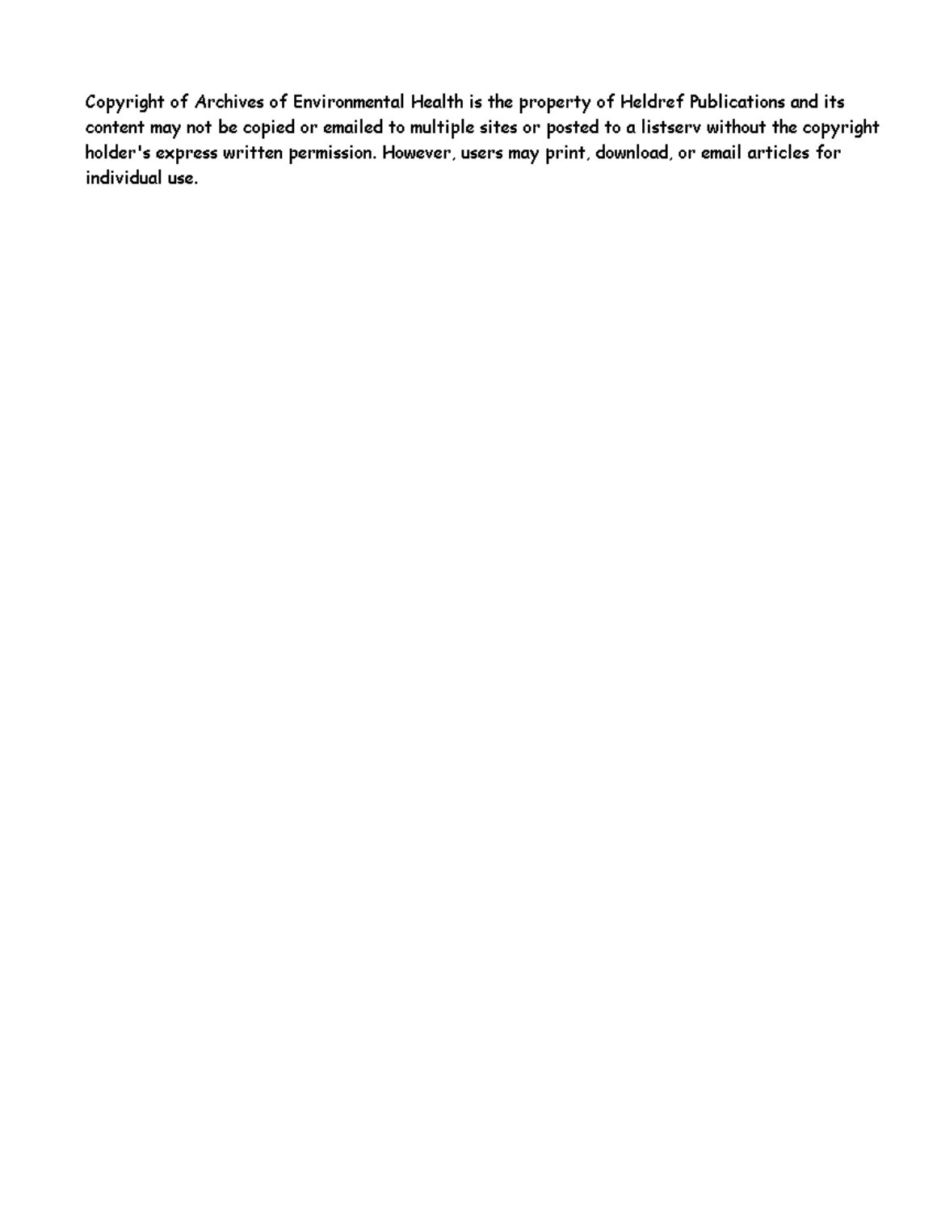Copyright of *Archives of Environmental Health* is the property of Heldref Publications and its content may not be copied or emailed to multiple sites or posted to a listserv without the copyright holder's express written permission. However, users may print, download, or email articles for individual use.